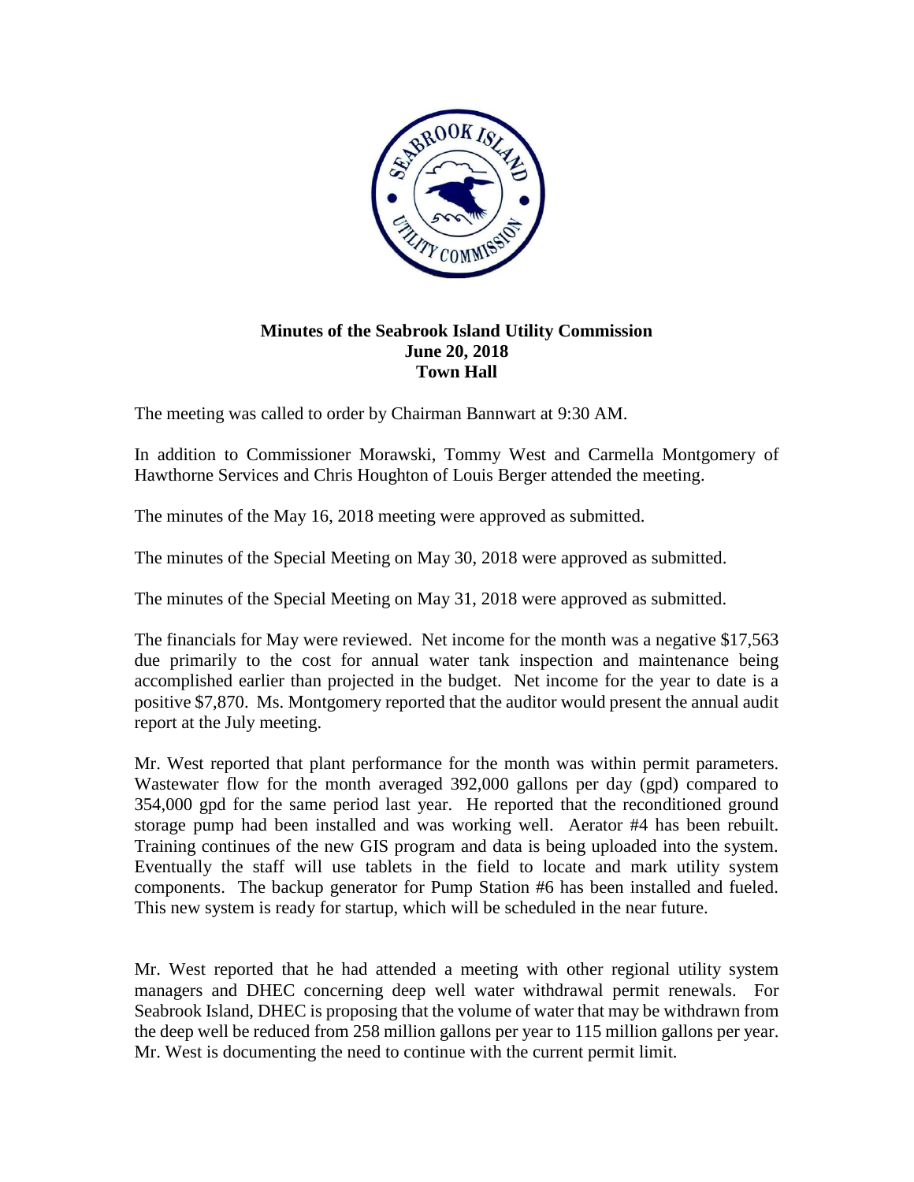**Minutes of the Seabrook Island Utility Commission**
**June 20, 2018**
**Town Hall**

The meeting was called to order by Chairman Bannwart at 9:30 AM.

In addition to Commissioner Morawski, Tommy West and Carmella Montgomery of Hawthorne Services and Chris Houghton of Louis Berger attended the meeting.

The minutes of the May 16, 2018 meeting were approved as submitted.

The minutes of the Special Meeting on May 30, 2018 were approved as submitted.

The minutes of the Special Meeting on May 31, 2018 were approved as submitted.

The financials for May were reviewed. Net income for the month was a negative $17,563 due primarily to the cost for annual water tank inspection and maintenance being accomplished earlier than projected in the budget. Net income for the year to date is a positive $7,870. Ms. Montgomery reported that the auditor would present the annual audit report at the July meeting.

Mr. West reported that plant performance for the month was within permit parameters. Wastewater flow for the month averaged 392,000 gallons per day (gpd) compared to 354,000 gpd for the same period last year. He reported that the reconditioned ground storage pump had been installed and was working well. Aerator #4 has been rebuilt. Training continues of the new GIS program and data is being uploaded into the system. Eventually the staff will use tablets in the field to locate and mark utility system components. The backup generator for Pump Station #6 has been installed and fueled. This new system is ready for startup, which will be scheduled in the near future.

Mr. West reported that he had attended a meeting with other regional utility system managers and DHEC concerning deep well water withdrawal permit renewals. For Seabrook Island, DHEC is proposing that the volume of water that may be withdrawn from the deep well be reduced from 258 million gallons per year to 115 million gallons per year. Mr. West is documenting the need to continue with the current permit limit.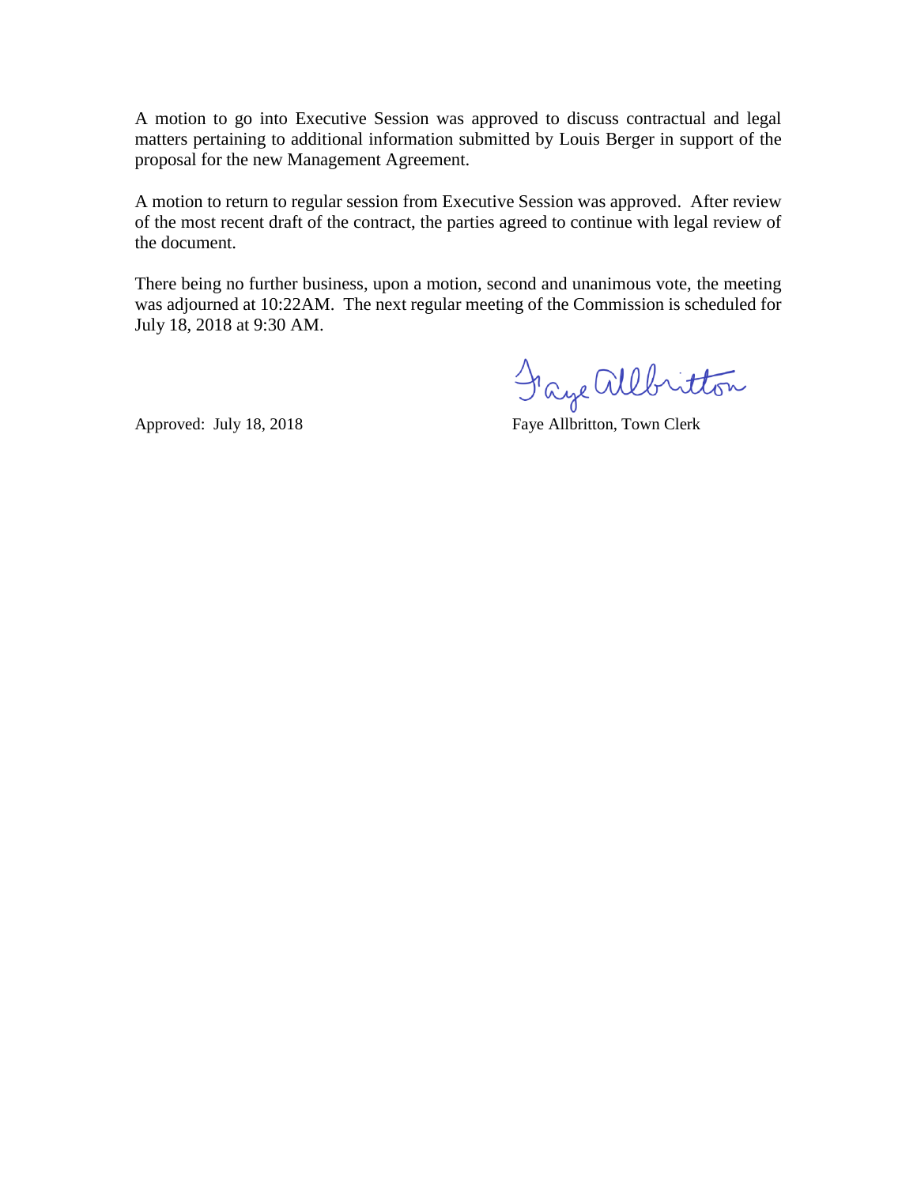A motion to go into Executive Session was approved to discuss contractual and legal matters pertaining to additional information submitted by Louis Berger in support of the proposal for the new Management Agreement.

A motion to return to regular session from Executive Session was approved. After review of the most recent draft of the contract, the parties agreed to continue with legal review of the document.

There being no further business, upon a motion, second and unanimous vote, the meeting was adjourned at 10:22AM. The next regular meeting of the Commission is scheduled for July 18, 2018 at 9:30 AM.

Faye Allbritton

Approved: July 18, 2018 Faye Allbritton, Town Clerk